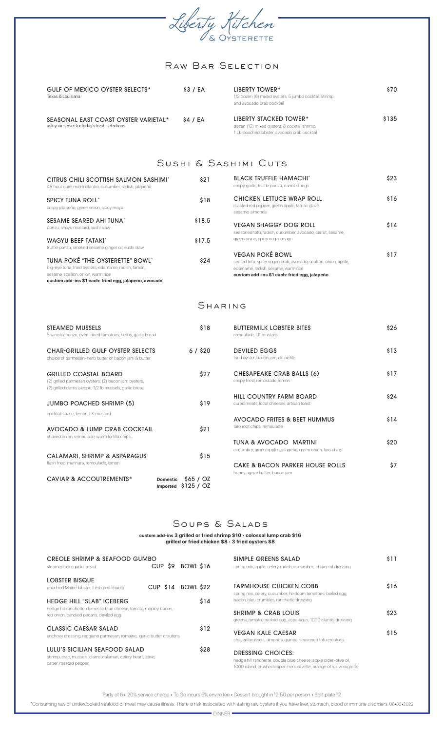# Liberty Kitchen & Oysterette

## Raw Bar Selection

**GULF OF MEXICO OYSTER SELECTS*** — $3 / EA
Texas & Louisiana

**SEASONAL EAST COAST OYSTER VARIETAL*** — $4 / EA
ask your server for today's fresh selections

**LIBERTY TOWER*** — $70
1/2 dozen (6) mixed oysters, 5 jumbo cocktail shrimp, and avocado crab cocktail

**LIBERTY STACKED TOWER*** — $135
dozen (12) mixed oysters, 8 cocktail shrimp, 1 Lb poached lobster, avocado crab cocktail

## Sushi & Sashimi Cuts

**CITRUS CHILI SCOTTISH SALMON SASHIMI*** — $21
48 hour cure, micro cilantro, cucumber, radish, jalapeño

**SPICY TUNA ROLL*** — $18
crispy jalapeño, green onion, spicy mayo

**SESAME SEARED AHI TUNA*** — $18.5
ponzu, shoyu mustard, sushi slaw

**WAGYU BEEF TATAKI*** — $17.5
truffle ponzu, smoked sesame ginger oil, sushi slaw

**TUNA POKÉ "THE OYSTERETTE" BOWL*** — $24
big-eye tuna, fried oysters, edamame, radish, tamari, sesame, scallion, onion, warm rice
**custom add-ins $1 each: fried egg, jalapeño, avocado**

**BLACK TRUFFLE HAMACHI*** — $23
crispy garlic, truffle ponzu, carrot strings

**CHICKEN LETTUCE WRAP ROLL** — $16
roasted red pepper, green apple, tamari glaze sesame, almonds

**VEGAN SHAGGY DOG ROLL** — $14
seasoned tofu, radish, cucumber, avocado, carrot, sesame, green onion, spicy vegan mayo

**VEGAN POKÉ BOWL** — $17
seared tofu, spicy vegan crab, avocado, scallion, onion, apple, edamame, radish, sesame, warm rice
**custom add-ins $1 each: fried egg, jalapeño**

## Sharing

**STEAMED MUSSELS** — $18
Spanish chorizo, oven-dried tomatoes, herbs, garlic bread

**CHAR-GRILLED GULF OYSTER SELECTS** — 6 / $20
choice of parmesan-herb butter or bacon jam & butter

**GRILLED COASTAL BOARD** — $27
(2) grilled parmesan oysters, (2) bacon jam oysters, (2) grilled clams aleppo, 1/2 lb mussels, garlic bread

**JUMBO POACHED SHRIMP (5)** — $19
cocktail sauce, lemon, LK mustard

**AVOCADO & LUMP CRAB COCKTAIL** — $21
shaved onion, remoulade, warm tortilla chips

**CALAMARI, SHRIMP & ASPARAGUS** — $15
flash fried, marinara, remoulade, lemon

**CAVIAR & ACCOUTREMENTS*** — Domestic $65 / OZ, Imported $125 / OZ

**BUTTERMILK LOBSTER BITES** — $26
remoulade, LK mustard

**DEVILED EGGS** — $13
fried oyster, bacon jam, dill pickle

**CHESAPEAKE CRAB BALLS (6)** — $17
crispy fried, remoulade, lemon

**HILL COUNTRY FARM BOARD** — $24
cured meats, local cheeses, artisan toast

**AVOCADO FRITES & BEET HUMMUS** — $14
taro root chips, remoulade

**TUNA & AVOCADO MARTINI** — $20
cucumber, green apples, jalapeño, green onion, taro chips

**CAKE & BACON PARKER HOUSE ROLLS** — $7
honey agave butter, bacon jam

## Soups & Salads

**custom add-ins 3 grilled or fried shrimp $10 · colossal lump crab $16**
**grilled or fried chicken $8 · 3 fried oysters $8**

**CREOLE SHRIMP & SEAFOOD GUMBO** — CUP $9, BOWL $16
steamed rice, garlic bread

**LOBSTER BISQUE** — CUP $14, BOWL $22
poached Maine lobster, fresh pea shoots

**HEDGE HILL "SLAB" ICEBERG** — $14
hedge hill ranchette, domestic blue cheese, tomato, mapley bacon, red onion, candied pecans, deviled egg

**CLASSIC CAESAR SALAD** — $12
anchovy dressing, reggiano parmesan, romaine, garlic butter croutons

**LULU'S SICILIAN SEAFOOD SALAD** — $28
shrimp, crab, mussels, clams, calamari, celery heart, olive, caper, roasted pepper

**SIMPLE GREENS SALAD** — $11
spring mix, apple, celery, radish, cucumber, choice of dressing

**FARMHOUSE CHICKEN COBB** — $16
spring mix, celery, cucumber, heirloom tomatoes, boiled egg, bacon, bleu crumbles, ranchette dressing

**SHRIMP & CRAB LOUIS** — $23
greens, tomato, cooked egg, asparagus, 1000 islands dressing

**VEGAN KALE CAESAR** — $15
shaved brussels, almonds, quinoa, seasoned tofu croutons

**DRESSING CHOICES:**
hedge hill ranchette, double blue cheese, apple cider-olive oil, 1000 island, crushed caper-herb olivette, orange citrus vinaigrette

Party of 6+ 20% service charge • To Go incurs 5% enviro fee • Dessert brought in $2.50 per person • Split plate $2

*Consuming raw or undercooked seafood or meat may cause illness. There is risk associated with eating raw oysters if you have liver, stomach, blood or immune disorders. 06•02•2022

DINNER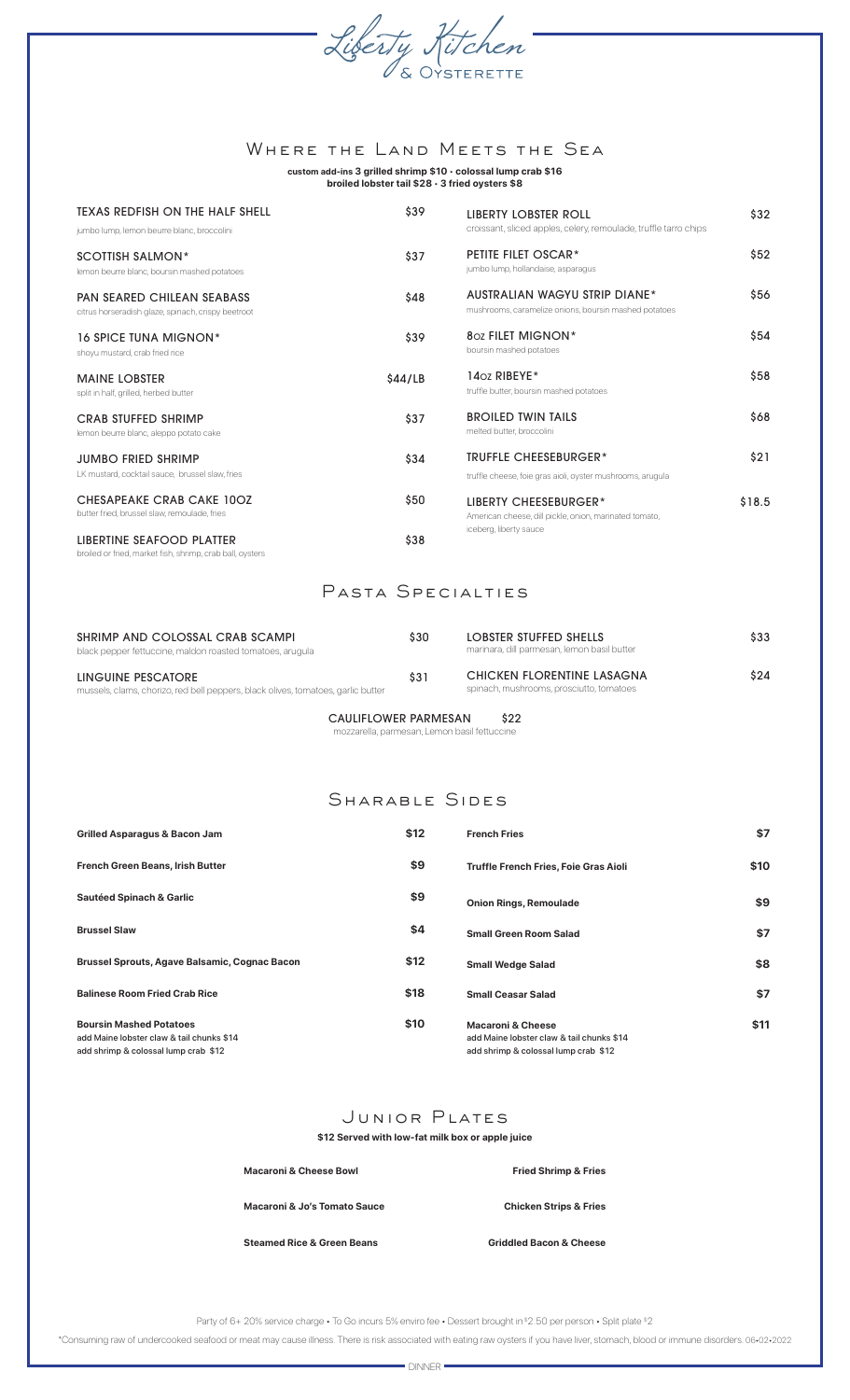# Liberty Kitchen & Oysterette

## Where the Land Meets the Sea

**custom add-ins 3 grilled shrimp $10 · colossal lump crab $16**
**broiled lobster tail $28 · 3 fried oysters $8**

TEXAS REDFISH ON THE HALF SHELL — $39
jumbo lump, lemon beurre blanc, broccolini

SCOTTISH SALMON* — $37
lemon beurre blanc, boursin mashed potatoes

PAN SEARED CHILEAN SEABASS — $48
citrus horseradish glaze, spinach, crispy beetroot

16 SPICE TUNA MIGNON* — $39
shoyu mustard, crab fried rice

MAINE LOBSTER — $44/LB
split in half, grilled, herbed butter

CRAB STUFFED SHRIMP — $37
lemon beurre blanc, aleppo potato cake

JUMBO FRIED SHRIMP — $34
LK mustard, cocktail sauce, brussel slaw, fries

CHESAPEAKE CRAB CAKE 10OZ — $50
butter fried, brussel slaw, remoulade, fries

LIBERTINE SEAFOOD PLATTER — $38
broiled or fried, market fish, shrimp, crab ball, oysters

LIBERTY LOBSTER ROLL — $32
croissant, sliced apples, celery, remoulade, truffle tarro chips

PETITE FILET OSCAR* — $52
jumbo lump, hollandaise, asparagus

AUSTRALIAN WAGYU STRIP DIANE* — $56
mushrooms, caramelize onions, boursin mashed potatoes

8OZ FILET MIGNON* — $54
boursin mashed potatoes

14OZ RIBEYE* — $58
truffle butter, boursin mashed potatoes

BROILED TWIN TAILS — $68
melted butter, broccolini

TRUFFLE CHEESEBURGER* — $21
truffle cheese, foie gras aioli, oyster mushrooms, arugula

LIBERTY CHEESEBURGER* — $18.5
American cheese, dill pickle, onion, marinated tomato, iceberg, liberty sauce

## Pasta Specialties

SHRIMP AND COLOSSAL CRAB SCAMPI — $30
black pepper fettuccine, maldon roasted tomatoes, arugula

LINGUINE PESCATORE — $31
mussels, clams, chorizo, red bell peppers, black olives, tomatoes, garlic butter

LOBSTER STUFFED SHELLS — $33
marinara, dill parmesan, lemon basil butter

CHICKEN FLORENTINE LASAGNA — $24
spinach, mushrooms, prosciutto, tomatoes

CAULIFLOWER PARMESAN — $22
mozzarella, parmesan, Lemon basil fettuccine

## Sharable Sides

| | |
|---|---|
| **Grilled Asparagus & Bacon Jam** | **$12** |
| **French Green Beans, Irish Butter** | **$9** |
| **Sautéed Spinach & Garlic** | **$9** |
| **Brussel Slaw** | **$4** |
| **Brussel Sprouts, Agave Balsamic, Cognac Bacon** | **$12** |
| **Balinese Room Fried Crab Rice** | **$18** |
| **Boursin Mashed Potatoes**<br>add Maine lobster claw & tail chunks $14<br>add shrimp & colossal lump crab $12 | **$10** |
| **French Fries** | **$7** |
| **Truffle French Fries, Foie Gras Aioli** | **$10** |
| **Onion Rings, Remoulade** | **$9** |
| **Small Green Room Salad** | **$7** |
| **Small Wedge Salad** | **$8** |
| **Small Ceasar Salad** | **$7** |
| **Macaroni & Cheese**<br>add Maine lobster claw & tail chunks $14<br>add shrimp & colossal lump crab $12 | **$11** |

## Junior Plates

**$12 Served with low-fat milk box or apple juice**

**Macaroni & Cheese Bowl**

**Macaroni & Jo's Tomato Sauce**

**Steamed Rice & Green Beans**

**Fried Shrimp & Fries**

**Chicken Strips & Fries**

**Griddled Bacon & Cheese**

Party of 6+ 20% service charge • To Go incurs 5% enviro fee • Dessert brought in $2.50 per person • Split plate $2

*Consuming raw of undercooked seafood or meat may cause illness. There is risk associated with eating raw oysters if you have liver, stomach, blood or immune disorders. 06•02•2022

DINNER